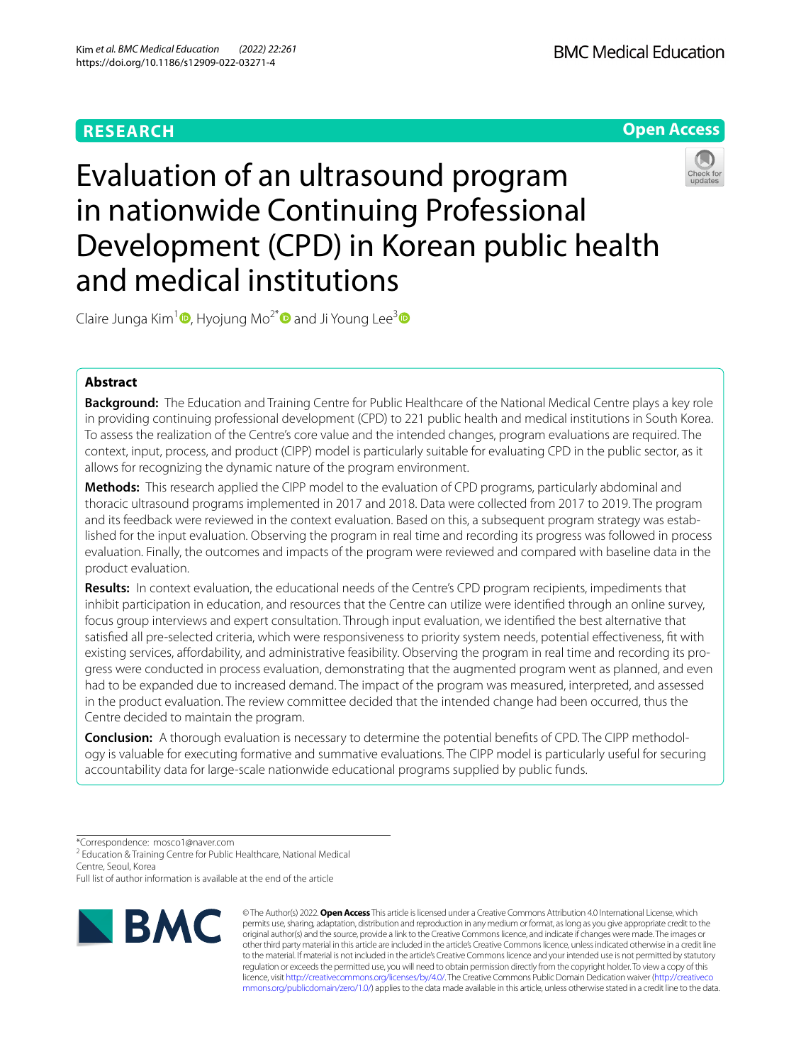RESEARCH

Open Access

# Evaluation of an ultrasound program in nationwide Continuing Professional Development (CPD) in Korean public health and medical institutions

Claire Junga Kim[1], Hyojung Mo[2*] and Ji Young Lee[3]

## Abstract

**Background:** The Education and Training Centre for Public Healthcare of the National Medical Centre plays a key role in providing continuing professional development (CPD) to 221 public health and medical institutions in South Korea. To assess the realization of the Centre's core value and the intended changes, program evaluations are required. The context, input, process, and product (CIPP) model is particularly suitable for evaluating CPD in the public sector, as it allows for recognizing the dynamic nature of the program environment.

**Methods:** This research applied the CIPP model to the evaluation of CPD programs, particularly abdominal and thoracic ultrasound programs implemented in 2017 and 2018. Data were collected from 2017 to 2019. The program and its feedback were reviewed in the context evaluation. Based on this, a subsequent program strategy was established for the input evaluation. Observing the program in real time and recording its progress was followed in process evaluation. Finally, the outcomes and impacts of the program were reviewed and compared with baseline data in the product evaluation.

**Results:** In context evaluation, the educational needs of the Centre's CPD program recipients, impediments that inhibit participation in education, and resources that the Centre can utilize were identified through an online survey, focus group interviews and expert consultation. Through input evaluation, we identified the best alternative that satisfied all pre-selected criteria, which were responsiveness to priority system needs, potential effectiveness, fit with existing services, affordability, and administrative feasibility. Observing the program in real time and recording its progress were conducted in process evaluation, demonstrating that the augmented program went as planned, and even had to be expanded due to increased demand. The impact of the program was measured, interpreted, and assessed in the product evaluation. The review committee decided that the intended change had been occurred, thus the Centre decided to maintain the program.

**Conclusion:** A thorough evaluation is necessary to determine the potential benefits of CPD. The CIPP methodology is valuable for executing formative and summative evaluations. The CIPP model is particularly useful for securing accountability data for large-scale nationwide educational programs supplied by public funds.

*Correspondence: mosco1@naver.com
[2] Education & Training Centre for Public Healthcare, National Medical Centre, Seoul, Korea
Full list of author information is available at the end of the article

© The Author(s) 2022. **Open Access** This article is licensed under a Creative Commons Attribution 4.0 International License, which permits use, sharing, adaptation, distribution and reproduction in any medium or format, as long as you give appropriate credit to the original author(s) and the source, provide a link to the Creative Commons licence, and indicate if changes were made. The images or other third party material in this article are included in the article's Creative Commons licence, unless indicated otherwise in a credit line to the material. If material is not included in the article's Creative Commons licence and your intended use is not permitted by statutory regulation or exceeds the permitted use, you will need to obtain permission directly from the copyright holder. To view a copy of this licence, visit http://creativecommons.org/licenses/by/4.0/. The Creative Commons Public Domain Dedication waiver (http://creativecommons.org/publicdomain/zero/1.0/) applies to the data made available in this article, unless otherwise stated in a credit line to the data.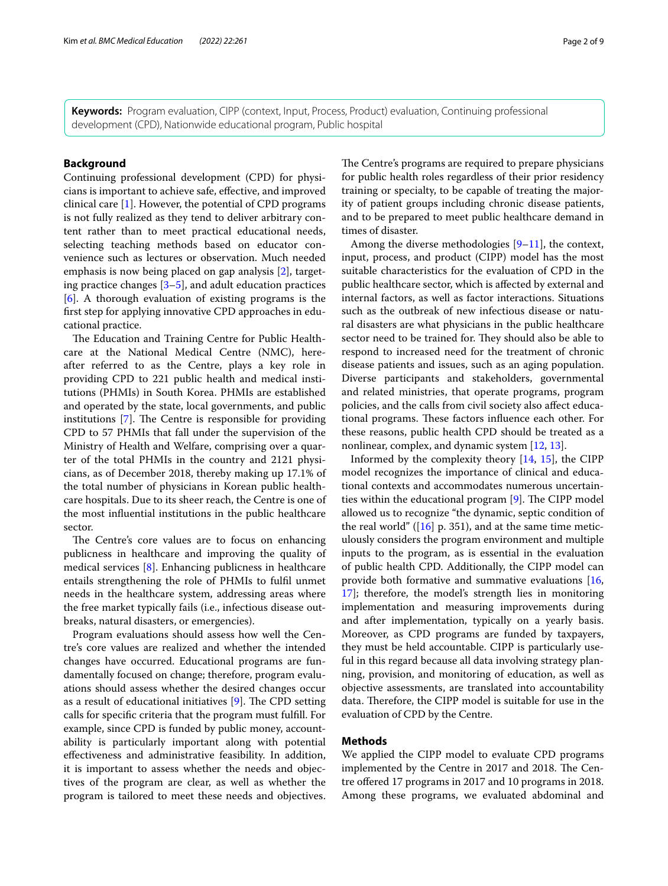**Keywords:** Program evaluation, CIPP (context, Input, Process, Product) evaluation, Continuing professional development (CPD), Nationwide educational program, Public hospital

## Background

Continuing professional development (CPD) for physicians is important to achieve safe, effective, and improved clinical care [1]. However, the potential of CPD programs is not fully realized as they tend to deliver arbitrary content rather than to meet practical educational needs, selecting teaching methods based on educator convenience such as lectures or observation. Much needed emphasis is now being placed on gap analysis [2], targeting practice changes [3–5], and adult education practices [6]. A thorough evaluation of existing programs is the first step for applying innovative CPD approaches in educational practice.

The Education and Training Centre for Public Healthcare at the National Medical Centre (NMC), hereafter referred to as the Centre, plays a key role in providing CPD to 221 public health and medical institutions (PHMIs) in South Korea. PHMIs are established and operated by the state, local governments, and public institutions [7]. The Centre is responsible for providing CPD to 57 PHMIs that fall under the supervision of the Ministry of Health and Welfare, comprising over a quarter of the total PHMIs in the country and 2121 physicians, as of December 2018, thereby making up 17.1% of the total number of physicians in Korean public healthcare hospitals. Due to its sheer reach, the Centre is one of the most influential institutions in the public healthcare sector.

The Centre's core values are to focus on enhancing publicness in healthcare and improving the quality of medical services [8]. Enhancing publicness in healthcare entails strengthening the role of PHMIs to fulfil unmet needs in the healthcare system, addressing areas where the free market typically fails (i.e., infectious disease outbreaks, natural disasters, or emergencies).

Program evaluations should assess how well the Centre's core values are realized and whether the intended changes have occurred. Educational programs are fundamentally focused on change; therefore, program evaluations should assess whether the desired changes occur as a result of educational initiatives [9]. The CPD setting calls for specific criteria that the program must fulfill. For example, since CPD is funded by public money, accountability is particularly important along with potential effectiveness and administrative feasibility. In addition, it is important to assess whether the needs and objectives of the program are clear, as well as whether the program is tailored to meet these needs and objectives. The Centre's programs are required to prepare physicians for public health roles regardless of their prior residency training or specialty, to be capable of treating the majority of patient groups including chronic disease patients, and to be prepared to meet public healthcare demand in times of disaster.

Among the diverse methodologies [9–11], the context, input, process, and product (CIPP) model has the most suitable characteristics for the evaluation of CPD in the public healthcare sector, which is affected by external and internal factors, as well as factor interactions. Situations such as the outbreak of new infectious disease or natural disasters are what physicians in the public healthcare sector need to be trained for. They should also be able to respond to increased need for the treatment of chronic disease patients and issues, such as an aging population. Diverse participants and stakeholders, governmental and related ministries, that operate programs, program policies, and the calls from civil society also affect educational programs. These factors influence each other. For these reasons, public health CPD should be treated as a nonlinear, complex, and dynamic system [12, 13].

Informed by the complexity theory [14, 15], the CIPP model recognizes the importance of clinical and educational contexts and accommodates numerous uncertainties within the educational program [9]. The CIPP model allowed us to recognize "the dynamic, septic condition of the real world" ([16] p. 351), and at the same time meticulously considers the program environment and multiple inputs to the program, as is essential in the evaluation of public health CPD. Additionally, the CIPP model can provide both formative and summative evaluations [16, 17]; therefore, the model's strength lies in monitoring implementation and measuring improvements during and after implementation, typically on a yearly basis. Moreover, as CPD programs are funded by taxpayers, they must be held accountable. CIPP is particularly useful in this regard because all data involving strategy planning, provision, and monitoring of education, as well as objective assessments, are translated into accountability data. Therefore, the CIPP model is suitable for use in the evaluation of CPD by the Centre.

## Methods

We applied the CIPP model to evaluate CPD programs implemented by the Centre in 2017 and 2018. The Centre offered 17 programs in 2017 and 10 programs in 2018. Among these programs, we evaluated abdominal and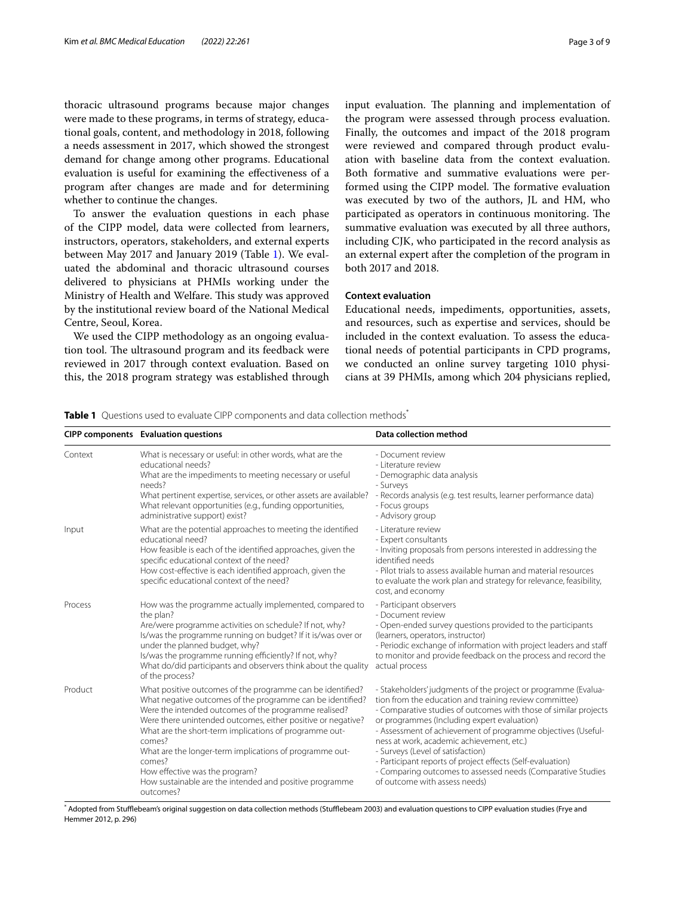thoracic ultrasound programs because major changes were made to these programs, in terms of strategy, educational goals, content, and methodology in 2018, following a needs assessment in 2017, which showed the strongest demand for change among other programs. Educational evaluation is useful for examining the effectiveness of a program after changes are made and for determining whether to continue the changes.

To answer the evaluation questions in each phase of the CIPP model, data were collected from learners, instructors, operators, stakeholders, and external experts between May 2017 and January 2019 (Table 1). We evaluated the abdominal and thoracic ultrasound courses delivered to physicians at PHMIs working under the Ministry of Health and Welfare. This study was approved by the institutional review board of the National Medical Centre, Seoul, Korea.

We used the CIPP methodology as an ongoing evaluation tool. The ultrasound program and its feedback were reviewed in 2017 through context evaluation. Based on this, the 2018 program strategy was established through input evaluation. The planning and implementation of the program were assessed through process evaluation. Finally, the outcomes and impact of the 2018 program were reviewed and compared through product evaluation with baseline data from the context evaluation. Both formative and summative evaluations were performed using the CIPP model. The formative evaluation was executed by two of the authors, JL and HM, who participated as operators in continuous monitoring. The summative evaluation was executed by all three authors, including CJK, who participated in the record analysis as an external expert after the completion of the program in both 2017 and 2018.

### Context evaluation

Educational needs, impediments, opportunities, assets, and resources, such as expertise and services, should be included in the context evaluation. To assess the educational needs of potential participants in CPD programs, we conducted an online survey targeting 1010 physicians at 39 PHMIs, among which 204 physicians replied,

**Table 1** Questions used to evaluate CIPP components and data collection methods*

| CIPP components | Evaluation questions | Data collection method |
|---|---|---|
| Context | What is necessary or useful: in other words, what are the educational needs?<br>What are the impediments to meeting necessary or useful needs?<br>What pertinent expertise, services, or other assets are available?<br>What relevant opportunities (e.g., funding opportunities, administrative support) exist? | - Document review<br>- Literature review<br>- Demographic data analysis<br>- Surveys<br>- Records analysis (e.g. test results, learner performance data)<br>- Focus groups<br>- Advisory group |
| Input | What are the potential approaches to meeting the identified educational need?<br>How feasible is each of the identified approaches, given the specific educational context of the need?<br>How cost-effective is each identified approach, given the specific educational context of the need? | - Literature review<br>- Expert consultants<br>- Inviting proposals from persons interested in addressing the identified needs<br>- Pilot trials to assess available human and material resources to evaluate the work plan and strategy for relevance, feasibility, cost, and economy |
| Process | How was the programme actually implemented, compared to the plan?<br>Are/were programme activities on schedule? If not, why?<br>Is/was the programme running on budget? If it is/was over or under the planned budget, why?<br>Is/was the programme running efficiently? If not, why?<br>What do/did participants and observers think about the quality of the process? | - Participant observers<br>- Document review<br>- Open-ended survey questions provided to the participants (learners, operators, instructor)<br>- Periodic exchange of information with project leaders and staff to monitor and provide feedback on the process and record the actual process |
| Product | What positive outcomes of the programme can be identified?<br>What negative outcomes of the programme can be identified?<br>Were the intended outcomes of the programme realised?<br>Were there unintended outcomes, either positive or negative?<br>What are the short-term implications of programme outcomes?<br>What are the longer-term implications of programme outcomes?<br>How effective was the program?<br>How sustainable are the intended and positive programme outcomes? | - Stakeholders' judgments of the project or programme (Evaluation from the education and training review committee)<br>- Comparative studies of outcomes with those of similar projects or programmes (Including expert evaluation)<br>- Assessment of achievement of programme objectives (Usefulness at work, academic achievement, etc.)<br>- Surveys (Level of satisfaction)<br>- Participant reports of project effects (Self-evaluation)<br>- Comparing outcomes to assessed needs (Comparative Studies of outcome with assess needs) |

* Adopted from Stufflebeam's original suggestion on data collection methods (Stufflebeam 2003) and evaluation questions to CIPP evaluation studies (Frye and Hemmer 2012, p. 296)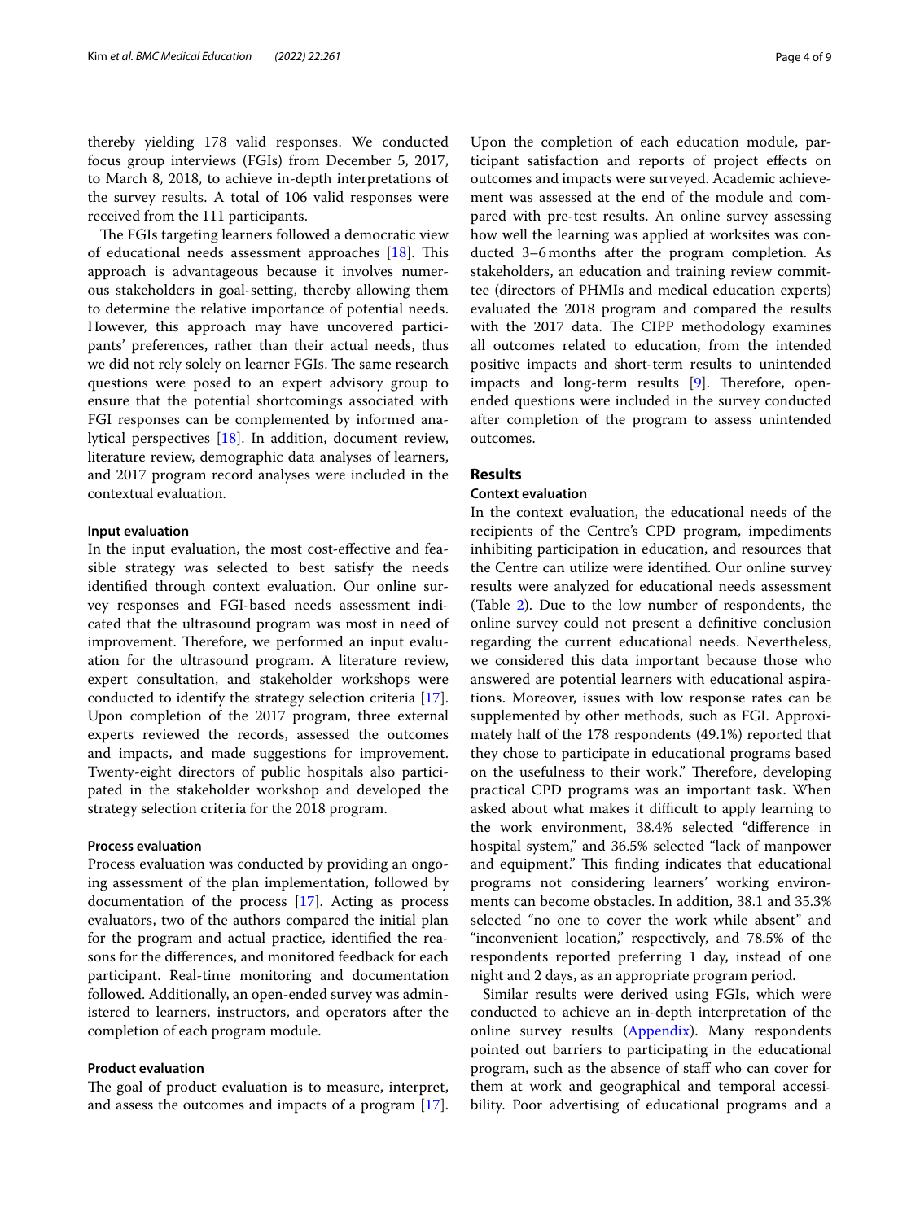thereby yielding 178 valid responses. We conducted focus group interviews (FGIs) from December 5, 2017, to March 8, 2018, to achieve in-depth interpretations of the survey results. A total of 106 valid responses were received from the 111 participants.

The FGIs targeting learners followed a democratic view of educational needs assessment approaches [18]. This approach is advantageous because it involves numerous stakeholders in goal-setting, thereby allowing them to determine the relative importance of potential needs. However, this approach may have uncovered participants' preferences, rather than their actual needs, thus we did not rely solely on learner FGIs. The same research questions were posed to an expert advisory group to ensure that the potential shortcomings associated with FGI responses can be complemented by informed analytical perspectives [18]. In addition, document review, literature review, demographic data analyses of learners, and 2017 program record analyses were included in the contextual evaluation.

#### Input evaluation

In the input evaluation, the most cost-effective and feasible strategy was selected to best satisfy the needs identified through context evaluation. Our online survey responses and FGI-based needs assessment indicated that the ultrasound program was most in need of improvement. Therefore, we performed an input evaluation for the ultrasound program. A literature review, expert consultation, and stakeholder workshops were conducted to identify the strategy selection criteria [17]. Upon completion of the 2017 program, three external experts reviewed the records, assessed the outcomes and impacts, and made suggestions for improvement. Twenty-eight directors of public hospitals also participated in the stakeholder workshop and developed the strategy selection criteria for the 2018 program.

#### Process evaluation

Process evaluation was conducted by providing an ongoing assessment of the plan implementation, followed by documentation of the process [17]. Acting as process evaluators, two of the authors compared the initial plan for the program and actual practice, identified the reasons for the differences, and monitored feedback for each participant. Real-time monitoring and documentation followed. Additionally, an open-ended survey was administered to learners, instructors, and operators after the completion of each program module.

#### Product evaluation

The goal of product evaluation is to measure, interpret, and assess the outcomes and impacts of a program [17]. Upon the completion of each education module, participant satisfaction and reports of project effects on outcomes and impacts were surveyed. Academic achievement was assessed at the end of the module and compared with pre-test results. An online survey assessing how well the learning was applied at worksites was conducted 3–6 months after the program completion. As stakeholders, an education and training review committee (directors of PHMIs and medical education experts) evaluated the 2018 program and compared the results with the 2017 data. The CIPP methodology examines all outcomes related to education, from the intended positive impacts and short-term results to unintended impacts and long-term results [9]. Therefore, open-ended questions were included in the survey conducted after completion of the program to assess unintended outcomes.

## Results

### Context evaluation

In the context evaluation, the educational needs of the recipients of the Centre's CPD program, impediments inhibiting participation in education, and resources that the Centre can utilize were identified. Our online survey results were analyzed for educational needs assessment (Table 2). Due to the low number of respondents, the online survey could not present a definitive conclusion regarding the current educational needs. Nevertheless, we considered this data important because those who answered are potential learners with educational aspirations. Moreover, issues with low response rates can be supplemented by other methods, such as FGI. Approximately half of the 178 respondents (49.1%) reported that they chose to participate in educational programs based on the usefulness to their work." Therefore, developing practical CPD programs was an important task. When asked about what makes it difficult to apply learning to the work environment, 38.4% selected "difference in hospital system," and 36.5% selected "lack of manpower and equipment." This finding indicates that educational programs not considering learners' working environments can become obstacles. In addition, 38.1 and 35.3% selected "no one to cover the work while absent" and "inconvenient location," respectively, and 78.5% of the respondents reported preferring 1 day, instead of one night and 2 days, as an appropriate program period.

Similar results were derived using FGIs, which were conducted to achieve an in-depth interpretation of the online survey results (Appendix). Many respondents pointed out barriers to participating in the educational program, such as the absence of staff who can cover for them at work and geographical and temporal accessibility. Poor advertising of educational programs and a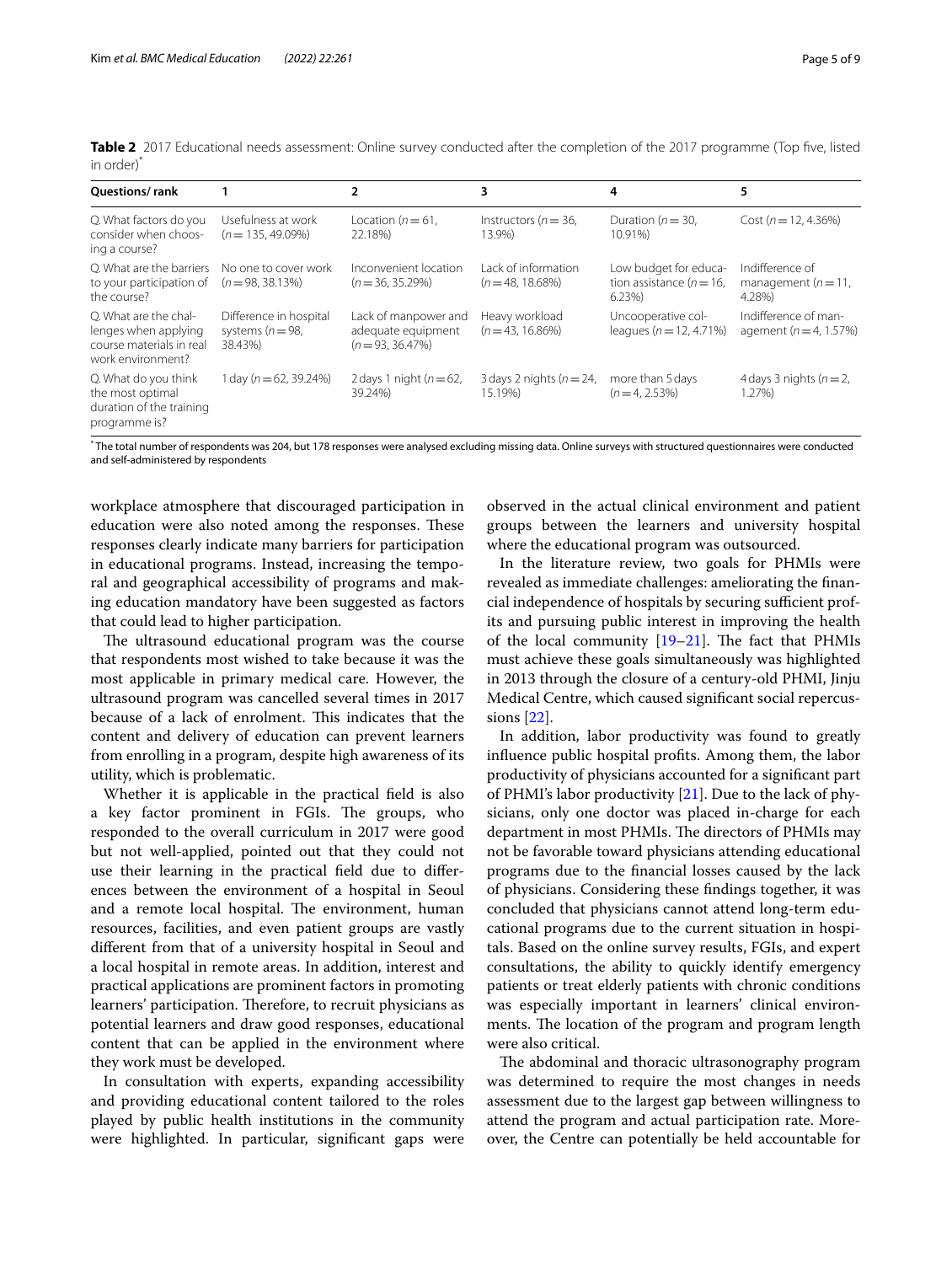**Table 2** 2017 Educational needs assessment: Online survey conducted after the completion of the 2017 programme (Top five, listed in order)*

| Questions/ rank | 1 | 2 | 3 | 4 | 5 |
|---|---|---|---|---|---|
| Q. What factors do you consider when choosing a course? | Usefulness at work ($n$ = 135, 49.09%) | Location ($n$ = 61, 22.18%) | Instructors ($n$ = 36, 13.9%) | Duration ($n$ = 30, 10.91%) | Cost ($n$ = 12, 4.36%) |
| Q. What are the barriers to your participation of the course? | No one to cover work ($n$ = 98, 38.13%) | Inconvenient location ($n$ = 36, 35.29%) | Lack of information ($n$ = 48, 18.68%) | Low budget for education assistance ($n$ = 16, 6.23%) | Indifference of management ($n$ = 11, 4.28%) |
| Q. What are the challenges when applying course materials in real work environment? | Difference in hospital systems ($n$ = 98, 38.43%) | Lack of manpower and adequate equipment ($n$ = 93, 36.47%) | Heavy workload ($n$ = 43, 16.86%) | Uncooperative colleagues ($n$ = 12, 4.71%) | Indifference of management ($n$ = 4, 1.57%) |
| Q. What do you think the most optimal duration of the training programme is? | 1 day ($n$ = 62, 39.24%) | 2 days 1 night ($n$ = 62, 39.24%) | 3 days 2 nights ($n$ = 24, 15.19%) | more than 5 days ($n$ = 4, 2.53%) | 4 days 3 nights ($n$ = 2, 1.27%) |

* The total number of respondents was 204, but 178 responses were analysed excluding missing data. Online surveys with structured questionnaires were conducted and self-administered by respondents

workplace atmosphere that discouraged participation in education were also noted among the responses. These responses clearly indicate many barriers for participation in educational programs. Instead, increasing the temporal and geographical accessibility of programs and making education mandatory have been suggested as factors that could lead to higher participation.

The ultrasound educational program was the course that respondents most wished to take because it was the most applicable in primary medical care. However, the ultrasound program was cancelled several times in 2017 because of a lack of enrolment. This indicates that the content and delivery of education can prevent learners from enrolling in a program, despite high awareness of its utility, which is problematic.

Whether it is applicable in the practical field is also a key factor prominent in FGIs. The groups, who responded to the overall curriculum in 2017 were good but not well-applied, pointed out that they could not use their learning in the practical field due to differences between the environment of a hospital in Seoul and a remote local hospital. The environment, human resources, facilities, and even patient groups are vastly different from that of a university hospital in Seoul and a local hospital in remote areas. In addition, interest and practical applications are prominent factors in promoting learners' participation. Therefore, to recruit physicians as potential learners and draw good responses, educational content that can be applied in the environment where they work must be developed.

In consultation with experts, expanding accessibility and providing educational content tailored to the roles played by public health institutions in the community were highlighted. In particular, significant gaps were observed in the actual clinical environment and patient groups between the learners and university hospital where the educational program was outsourced.

In the literature review, two goals for PHMIs were revealed as immediate challenges: ameliorating the financial independence of hospitals by securing sufficient profits and pursuing public interest in improving the health of the local community [19–21]. The fact that PHMIs must achieve these goals simultaneously was highlighted in 2013 through the closure of a century-old PHMI, Jinju Medical Centre, which caused significant social repercussions [22].

In addition, labor productivity was found to greatly influence public hospital profits. Among them, the labor productivity of physicians accounted for a significant part of PHMI's labor productivity [21]. Due to the lack of physicians, only one doctor was placed in-charge for each department in most PHMIs. The directors of PHMIs may not be favorable toward physicians attending educational programs due to the financial losses caused by the lack of physicians. Considering these findings together, it was concluded that physicians cannot attend long-term educational programs due to the current situation in hospitals. Based on the online survey results, FGIs, and expert consultations, the ability to quickly identify emergency patients or treat elderly patients with chronic conditions was especially important in learners' clinical environments. The location of the program and program length were also critical.

The abdominal and thoracic ultrasonography program was determined to require the most changes in needs assessment due to the largest gap between willingness to attend the program and actual participation rate. Moreover, the Centre can potentially be held accountable for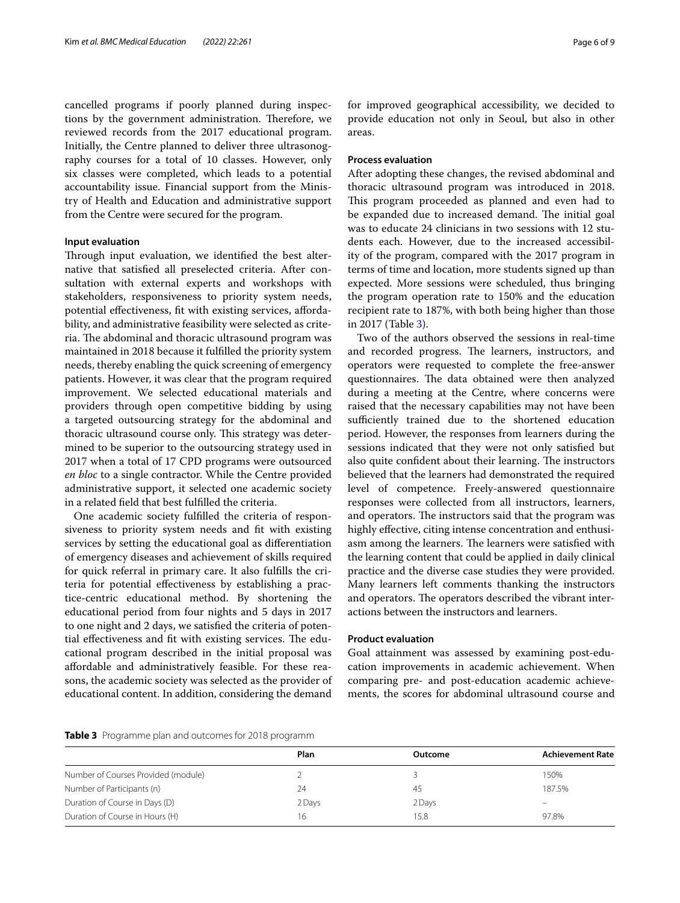cancelled programs if poorly planned during inspections by the government administration. Therefore, we reviewed records from the 2017 educational program. Initially, the Centre planned to deliver three ultrasonography courses for a total of 10 classes. However, only six classes were completed, which leads to a potential accountability issue. Financial support from the Ministry of Health and Education and administrative support from the Centre were secured for the program.

#### Input evaluation

Through input evaluation, we identified the best alternative that satisfied all preselected criteria. After consultation with external experts and workshops with stakeholders, responsiveness to priority system needs, potential effectiveness, fit with existing services, affordability, and administrative feasibility were selected as criteria. The abdominal and thoracic ultrasound program was maintained in 2018 because it fulfilled the priority system needs, thereby enabling the quick screening of emergency patients. However, it was clear that the program required improvement. We selected educational materials and providers through open competitive bidding by using a targeted outsourcing strategy for the abdominal and thoracic ultrasound course only. This strategy was determined to be superior to the outsourcing strategy used in 2017 when a total of 17 CPD programs were outsourced *en bloc* to a single contractor. While the Centre provided administrative support, it selected one academic society in a related field that best fulfilled the criteria.

One academic society fulfilled the criteria of responsiveness to priority system needs and fit with existing services by setting the educational goal as differentiation of emergency diseases and achievement of skills required for quick referral in primary care. It also fulfills the criteria for potential effectiveness by establishing a practice-centric educational method. By shortening the educational period from four nights and 5 days in 2017 to one night and 2 days, we satisfied the criteria of potential effectiveness and fit with existing services. The educational program described in the initial proposal was affordable and administratively feasible. For these reasons, the academic society was selected as the provider of educational content. In addition, considering the demand for improved geographical accessibility, we decided to provide education not only in Seoul, but also in other areas.

#### Process evaluation

After adopting these changes, the revised abdominal and thoracic ultrasound program was introduced in 2018. This program proceeded as planned and even had to be expanded due to increased demand. The initial goal was to educate 24 clinicians in two sessions with 12 students each. However, due to the increased accessibility of the program, compared with the 2017 program in terms of time and location, more students signed up than expected. More sessions were scheduled, thus bringing the program operation rate to 150% and the education recipient rate to 187%, with both being higher than those in 2017 (Table 3).

Two of the authors observed the sessions in real-time and recorded progress. The learners, instructors, and operators were requested to complete the free-answer questionnaires. The data obtained were then analyzed during a meeting at the Centre, where concerns were raised that the necessary capabilities may not have been sufficiently trained due to the shortened education period. However, the responses from learners during the sessions indicated that they were not only satisfied but also quite confident about their learning. The instructors believed that the learners had demonstrated the required level of competence. Freely-answered questionnaire responses were collected from all instructors, learners, and operators. The instructors said that the program was highly effective, citing intense concentration and enthusiasm among the learners. The learners were satisfied with the learning content that could be applied in daily clinical practice and the diverse case studies they were provided. Many learners left comments thanking the instructors and operators. The operators described the vibrant interactions between the instructors and learners.

#### Product evaluation

Goal attainment was assessed by examining post-education improvements in academic achievement. When comparing pre- and post-education academic achievements, the scores for abdominal ultrasound course and

**Table 3** Programme plan and outcomes for 2018 programm

| | Plan | Outcome | Achievement Rate |
|---|---|---|---|
| Number of Courses Provided (module) | 2 | 3 | 150% |
| Number of Participants (n) | 24 | 45 | 187.5% |
| Duration of Course in Days (D) | 2 Days | 2 Days | – |
| Duration of Course in Hours (H) | 16 | 15.8 | 97.8% |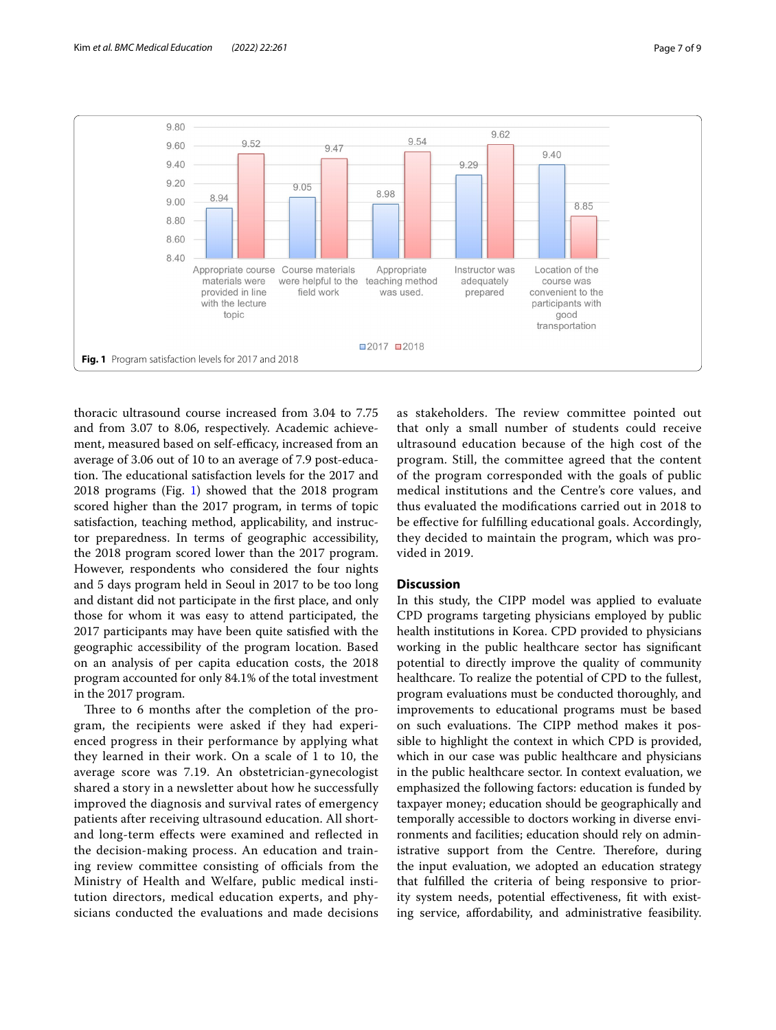| | 2017 | 2018 |
|---|---|---|
| Appropriate course materials were provided in line with the lecture topic | 8.94 | 9.52 |
| Course materials were helpful to the field work | 9.05 | 9.47 |
| Appropriate teaching method was used. | 8.98 | 9.54 |
| Instructor was adequately prepared | 9.29 | 9.62 |
| Location of the course was convenient to the participants with good transportation | 9.40 | 8.85 |

**Fig. 1** Program satisfaction levels for 2017 and 2018

thoracic ultrasound course increased from 3.04 to 7.75 and from 3.07 to 8.06, respectively. Academic achievement, measured based on self-efficacy, increased from an average of 3.06 out of 10 to an average of 7.9 post-education. The educational satisfaction levels for the 2017 and 2018 programs (Fig. 1) showed that the 2018 program scored higher than the 2017 program, in terms of topic satisfaction, teaching method, applicability, and instructor preparedness. In terms of geographic accessibility, the 2018 program scored lower than the 2017 program. However, respondents who considered the four nights and 5 days program held in Seoul in 2017 to be too long and distant did not participate in the first place, and only those for whom it was easy to attend participated, the 2017 participants may have been quite satisfied with the geographic accessibility of the program location. Based on an analysis of per capita education costs, the 2018 program accounted for only 84.1% of the total investment in the 2017 program.

Three to 6 months after the completion of the program, the recipients were asked if they had experienced progress in their performance by applying what they learned in their work. On a scale of 1 to 10, the average score was 7.19. An obstetrician-gynecologist shared a story in a newsletter about how he successfully improved the diagnosis and survival rates of emergency patients after receiving ultrasound education. All short- and long-term effects were examined and reflected in the decision-making process. An education and training review committee consisting of officials from the Ministry of Health and Welfare, public medical institution directors, medical education experts, and physicians conducted the evaluations and made decisions as stakeholders. The review committee pointed out that only a small number of students could receive ultrasound education because of the high cost of the program. Still, the committee agreed that the content of the program corresponded with the goals of public medical institutions and the Centre's core values, and thus evaluated the modifications carried out in 2018 to be effective for fulfilling educational goals. Accordingly, they decided to maintain the program, which was provided in 2019.

## Discussion

In this study, the CIPP model was applied to evaluate CPD programs targeting physicians employed by public health institutions in Korea. CPD provided to physicians working in the public healthcare sector has significant potential to directly improve the quality of community healthcare. To realize the potential of CPD to the fullest, program evaluations must be conducted thoroughly, and improvements to educational programs must be based on such evaluations. The CIPP method makes it possible to highlight the context in which CPD is provided, which in our case was public healthcare and physicians in the public healthcare sector. In context evaluation, we emphasized the following factors: education is funded by taxpayer money; education should be geographically and temporally accessible to doctors working in diverse environments and facilities; education should rely on administrative support from the Centre. Therefore, during the input evaluation, we adopted an education strategy that fulfilled the criteria of being responsive to priority system needs, potential effectiveness, fit with existing service, affordability, and administrative feasibility.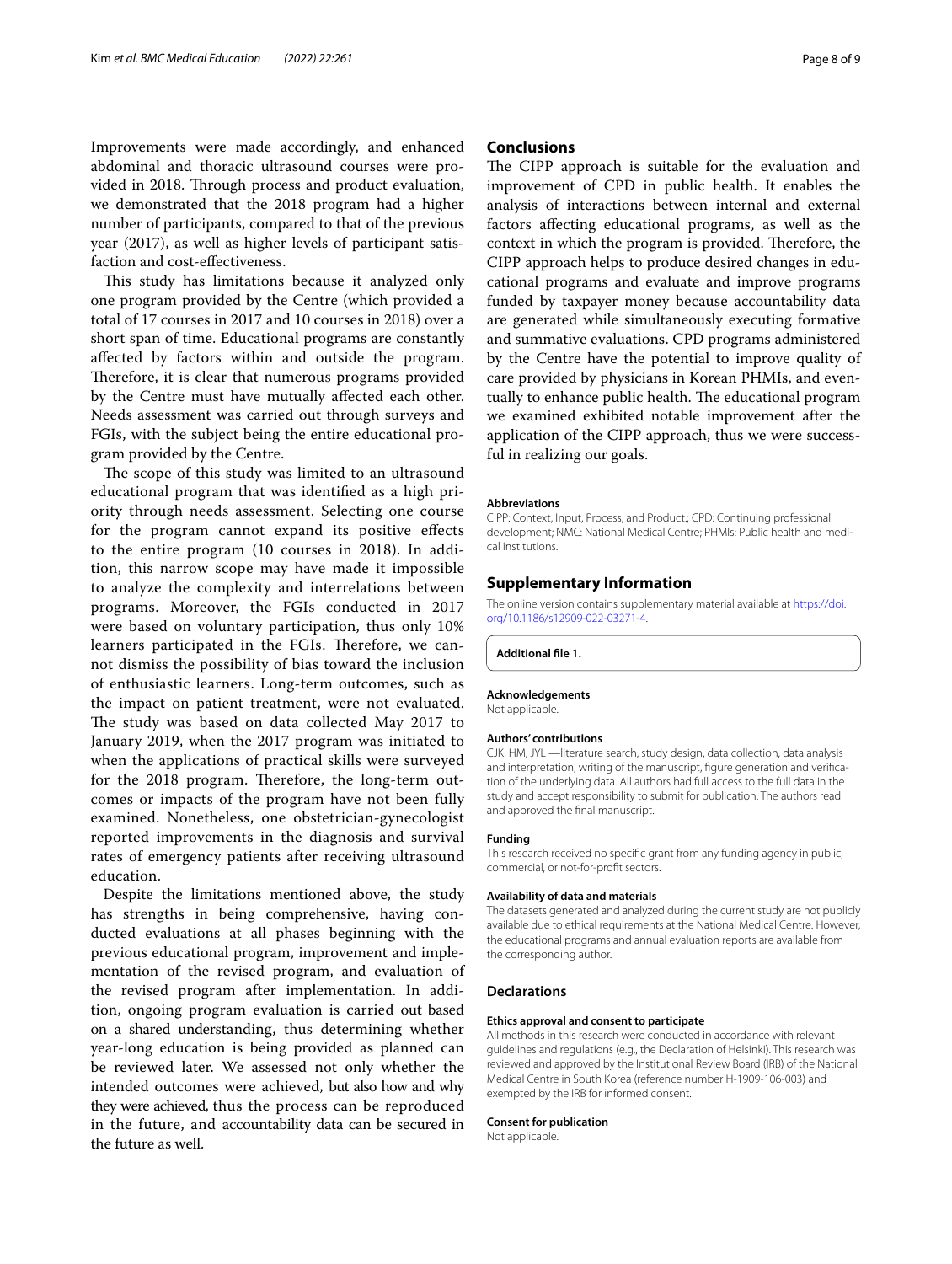Improvements were made accordingly, and enhanced abdominal and thoracic ultrasound courses were provided in 2018. Through process and product evaluation, we demonstrated that the 2018 program had a higher number of participants, compared to that of the previous year (2017), as well as higher levels of participant satisfaction and cost-effectiveness.

This study has limitations because it analyzed only one program provided by the Centre (which provided a total of 17 courses in 2017 and 10 courses in 2018) over a short span of time. Educational programs are constantly affected by factors within and outside the program. Therefore, it is clear that numerous programs provided by the Centre must have mutually affected each other. Needs assessment was carried out through surveys and FGIs, with the subject being the entire educational program provided by the Centre.

The scope of this study was limited to an ultrasound educational program that was identified as a high priority through needs assessment. Selecting one course for the program cannot expand its positive effects to the entire program (10 courses in 2018). In addition, this narrow scope may have made it impossible to analyze the complexity and interrelations between programs. Moreover, the FGIs conducted in 2017 were based on voluntary participation, thus only 10% learners participated in the FGIs. Therefore, we cannot dismiss the possibility of bias toward the inclusion of enthusiastic learners. Long-term outcomes, such as the impact on patient treatment, were not evaluated. The study was based on data collected May 2017 to January 2019, when the 2017 program was initiated to when the applications of practical skills were surveyed for the 2018 program. Therefore, the long-term outcomes or impacts of the program have not been fully examined. Nonetheless, one obstetrician-gynecologist reported improvements in the diagnosis and survival rates of emergency patients after receiving ultrasound education.

Despite the limitations mentioned above, the study has strengths in being comprehensive, having conducted evaluations at all phases beginning with the previous educational program, improvement and implementation of the revised program, and evaluation of the revised program after implementation. In addition, ongoing program evaluation is carried out based on a shared understanding, thus determining whether year-long education is being provided as planned can be reviewed later. We assessed not only whether the intended outcomes were achieved, but also how and why they were achieved, thus the process can be reproduced in the future, and accountability data can be secured in the future as well.

## Conclusions

The CIPP approach is suitable for the evaluation and improvement of CPD in public health. It enables the analysis of interactions between internal and external factors affecting educational programs, as well as the context in which the program is provided. Therefore, the CIPP approach helps to produce desired changes in educational programs and evaluate and improve programs funded by taxpayer money because accountability data are generated while simultaneously executing formative and summative evaluations. CPD programs administered by the Centre have the potential to improve quality of care provided by physicians in Korean PHMIs, and eventually to enhance public health. The educational program we examined exhibited notable improvement after the application of the CIPP approach, thus we were successful in realizing our goals.

### Abbreviations

CIPP: Context, Input, Process, and Product.; CPD: Continuing professional development; NMC: National Medical Centre; PHMIs: Public health and medical institutions.

## Supplementary Information

The online version contains supplementary material available at https://doi.org/10.1186/s12909-022-03271-4.

**Additional file 1.**

### Acknowledgements

Not applicable.

### Authors' contributions

CJK, HM, JYL —literature search, study design, data collection, data analysis and interpretation, writing of the manuscript, figure generation and verification of the underlying data. All authors had full access to the full data in the study and accept responsibility to submit for publication. The authors read and approved the final manuscript.

### Funding

This research received no specific grant from any funding agency in public, commercial, or not-for-profit sectors.

### Availability of data and materials

The datasets generated and analyzed during the current study are not publicly available due to ethical requirements at the National Medical Centre. However, the educational programs and annual evaluation reports are available from the corresponding author.

## Declarations

### Ethics approval and consent to participate

All methods in this research were conducted in accordance with relevant guidelines and regulations (e.g., the Declaration of Helsinki). This research was reviewed and approved by the Institutional Review Board (IRB) of the National Medical Centre in South Korea (reference number H-1909-106-003) and exempted by the IRB for informed consent.

### Consent for publication

Not applicable.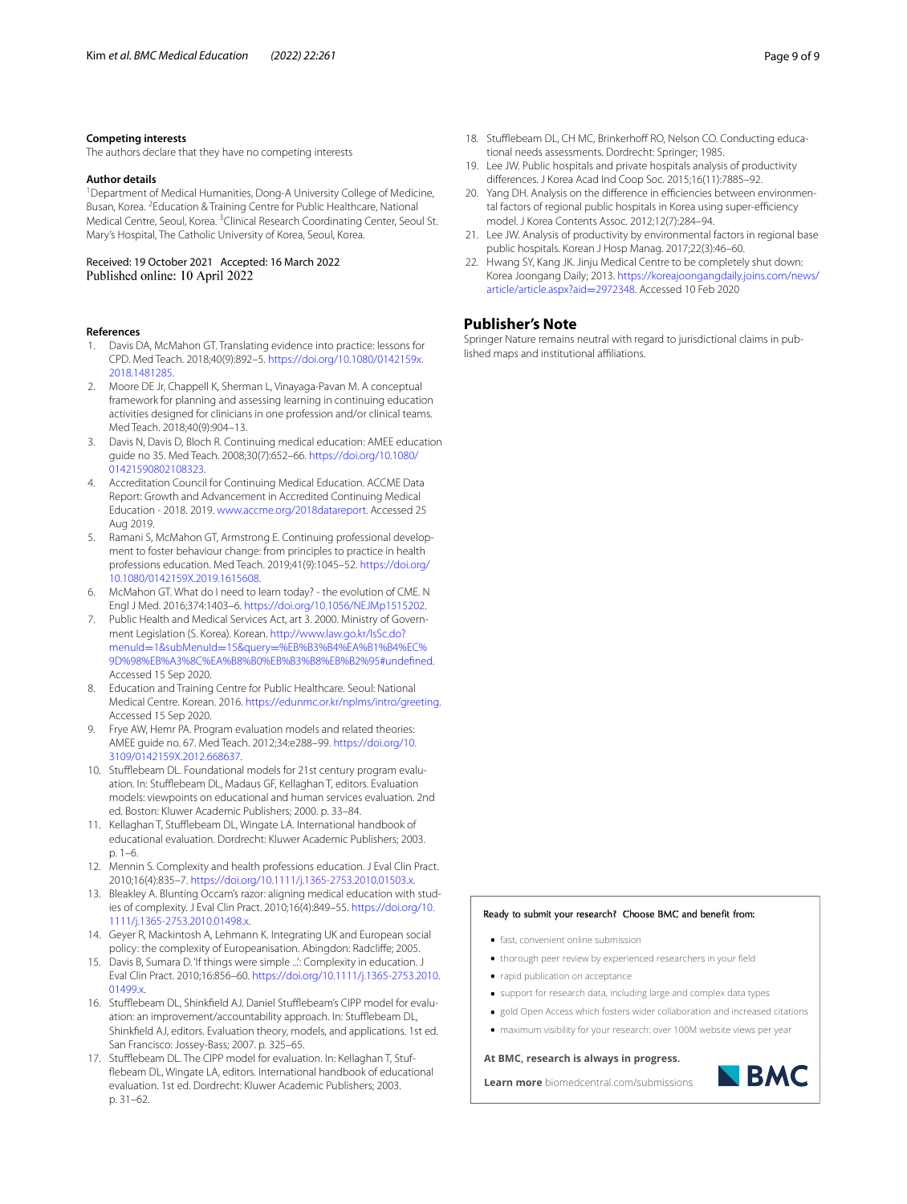### Competing interests

The authors declare that they have no competing interests

### Author details

[1]Department of Medical Humanities, Dong-A University College of Medicine, Busan, Korea. [2]Education & Training Centre for Public Healthcare, National Medical Centre, Seoul, Korea. [3]Clinical Research Coordinating Center, Seoul St. Mary's Hospital, The Catholic University of Korea, Seoul, Korea.

Received: 19 October 2021 Accepted: 16 March 2022
Published online: 10 April 2022

### References

1. Davis DA, McMahon GT. Translating evidence into practice: lessons for CPD. Med Teach. 2018;40(9):892–5. https://doi.org/10.1080/0142159x.2018.1481285.
2. Moore DE Jr, Chappell K, Sherman L, Vinayaga-Pavan M. A conceptual framework for planning and assessing learning in continuing education activities designed for clinicians in one profession and/or clinical teams. Med Teach. 2018;40(9):904–13.
3. Davis N, Davis D, Bloch R. Continuing medical education: AMEE education guide no 35. Med Teach. 2008;30(7):652–66. https://doi.org/10.1080/01421590802108323.
4. Accreditation Council for Continuing Medical Education. ACCME Data Report: Growth and Advancement in Accredited Continuing Medical Education - 2018. 2019. www.accme.org/2018datareport. Accessed 25 Aug 2019.
5. Ramani S, McMahon GT, Armstrong E. Continuing professional development to foster behaviour change: from principles to practice in health professions education. Med Teach. 2019;41(9):1045–52. https://doi.org/10.1080/0142159X.2019.1615608.
6. McMahon GT. What do I need to learn today? - the evolution of CME. N Engl J Med. 2016;374:1403–6. https://doi.org/10.1056/NEJMp1515202.
7. Public Health and Medical Services Act, art 3. 2000. Ministry of Government Legislation (S. Korea). Korean. http://www.law.go.kr/lsSc.do?menuId=1&subMenuId=15&query=%EB%B3%B4%EA%B1%B4%EC%9D%98%EB%A3%8C%EA%B8%B0%EB%B3%B8%EB%B2%95#undefined. Accessed 15 Sep 2020.
8. Education and Training Centre for Public Healthcare. Seoul: National Medical Centre. Korean. 2016. https://edunmc.or.kr/nplms/intro/greeting. Accessed 15 Sep 2020.
9. Frye AW, Hemr PA. Program evaluation models and related theories: AMEE guide no. 67. Med Teach. 2012;34:e288–99. https://doi.org/10.3109/0142159X.2012.668637.
10. Stufflebeam DL. Foundational models for 21st century program evaluation. In: Stufflebeam DL, Madaus GF, Kellaghan T, editors. Evaluation models: viewpoints on educational and human services evaluation. 2nd ed. Boston: Kluwer Academic Publishers; 2000. p. 33–84.
11. Kellaghan T, Stufflebeam DL, Wingate LA. International handbook of educational evaluation. Dordrecht: Kluwer Academic Publishers; 2003. p. 1–6.
12. Mennin S. Complexity and health professions education. J Eval Clin Pract. 2010;16(4):835–7. https://doi.org/10.1111/j.1365-2753.2010.01503.x.
13. Bleakley A. Blunting Occam's razor: aligning medical education with studies of complexity. J Eval Clin Pract. 2010;16(4):849–55. https://doi.org/10.1111/j.1365-2753.2010.01498.x.
14. Geyer R, Mackintosh A, Lehmann K. Integrating UK and European social policy: the complexity of Europeanisation. Abingdon: Radcliffe; 2005.
15. Davis B, Sumara D. 'If things were simple ...': Complexity in education. J Eval Clin Pract. 2010;16:856–60. https://doi.org/10.1111/j.1365-2753.2010.01499.x.
16. Stufflebeam DL, Shinkfield AJ. Daniel Stufflebeam's CIPP model for evaluation: an improvement/accountability approach. In: Stufflebeam DL, Shinkfield AJ, editors. Evaluation theory, models, and applications. 1st ed. San Francisco: Jossey-Bass; 2007. p. 325–65.
17. Stufflebeam DL. The CIPP model for evaluation. In: Kellaghan T, Stufflebeam DL, Wingate LA, editors. International handbook of educational evaluation. 1st ed. Dordrecht: Kluwer Academic Publishers; 2003. p. 31–62.
18. Stufflebeam DL, CH MC, Brinkerhoff RO, Nelson CO. Conducting educational needs assessments. Dordrecht: Springer; 1985.
19. Lee JW. Public hospitals and private hospitals analysis of productivity differences. J Korea Acad Ind Coop Soc. 2015;16(11):7885–92.
20. Yang DH. Analysis on the difference in efficiencies between environmental factors of regional public hospitals in Korea using super-efficiency model. J Korea Contents Assoc. 2012;12(7):284–94.
21. Lee JW. Analysis of productivity by environmental factors in regional base public hospitals. Korean J Hosp Manag. 2017;22(3):46–60.
22. Hwang SY, Kang JK. Jinju Medical Centre to be completely shut down: Korea Joongang Daily; 2013. https://koreajoongangdaily.joins.com/news/article/article.aspx?aid=2972348. Accessed 10 Feb 2020

## Publisher's Note

Springer Nature remains neutral with regard to jurisdictional claims in published maps and institutional affiliations.

Ready to submit your research? Choose BMC and benefit from:

- fast, convenient online submission
- thorough peer review by experienced researchers in your field
- rapid publication on acceptance
- support for research data, including large and complex data types
- gold Open Access which fosters wider collaboration and increased citations
- maximum visibility for your research: over 100M website views per year

**At BMC, research is always in progress.**

**Learn more** biomedcentral.com/submissions

BMC